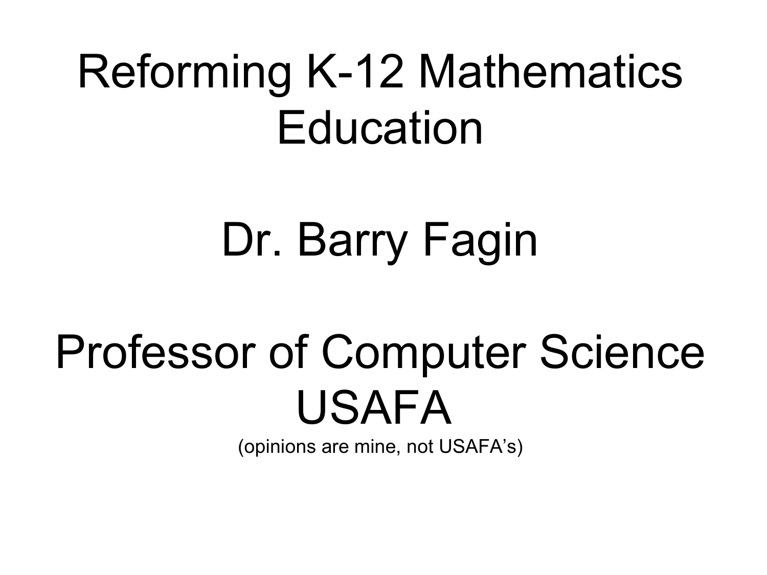# Reforming K-12 Mathematics Education

Dr. Barry Fagin

Professor of Computer Science
USAFA

(opinions are mine, not USAFA's)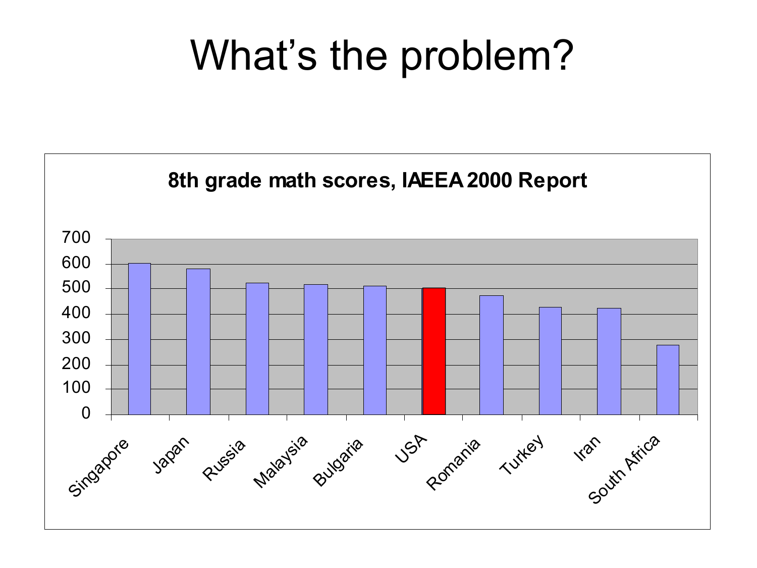# What's the problem?

**8th grade math scores, IAEEA 2000 Report**

| Country | Score |
|---|---|
| Singapore | ~604 |
| Japan | ~579 |
| Russia | ~526 |
| Malaysia | ~519 |
| Bulgaria | ~511 |
| USA | ~502 |
| Romania | ~472 |
| Turkey | ~429 |
| Iran | ~422 |
| South Africa | ~275 |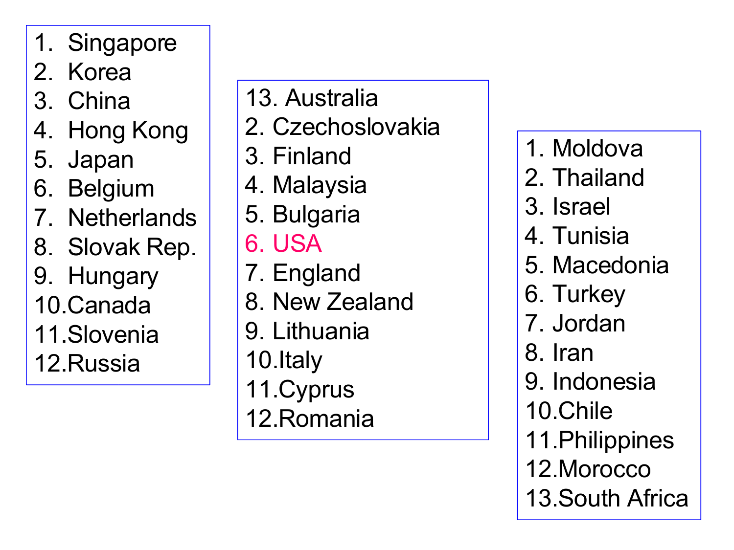1. Singapore
2. Korea
3. China
4. Hong Kong
5. Japan
6. Belgium
7. Netherlands
8. Slovak Rep.
9. Hungary
10. Canada
11. Slovenia
12. Russia

13. Australia
2. Czechoslovakia
3. Finland
4. Malaysia
5. Bulgaria
6. USA
7. England
8. New Zealand
9. Lithuania
10. Italy
11. Cyprus
12. Romania

1. Moldova
2. Thailand
3. Israel
4. Tunisia
5. Macedonia
6. Turkey
7. Jordan
8. Iran
9. Indonesia
10. Chile
11. Philippines
12. Morocco
13. South Africa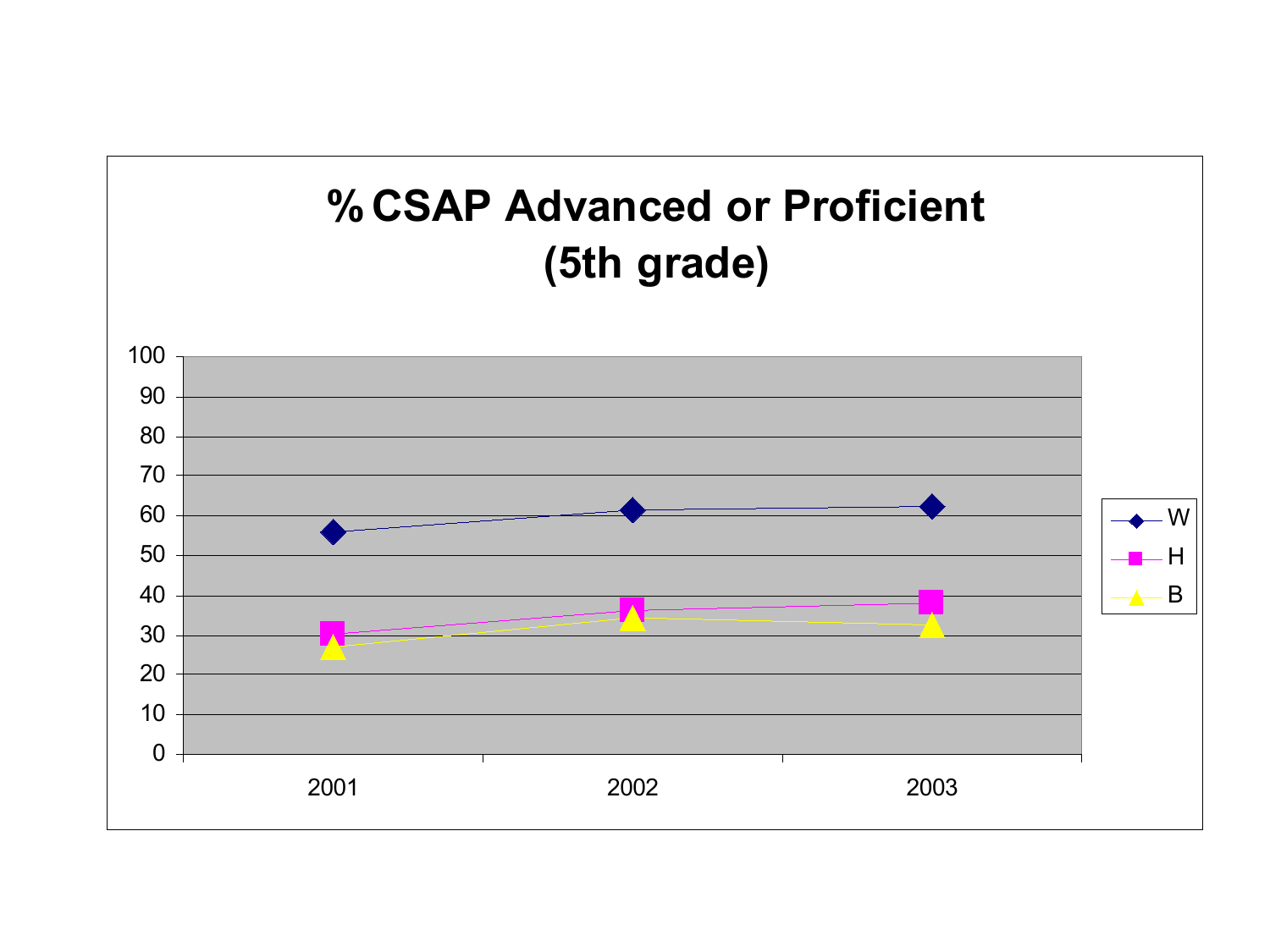# % CSAP Advanced or Proficient (5th grade)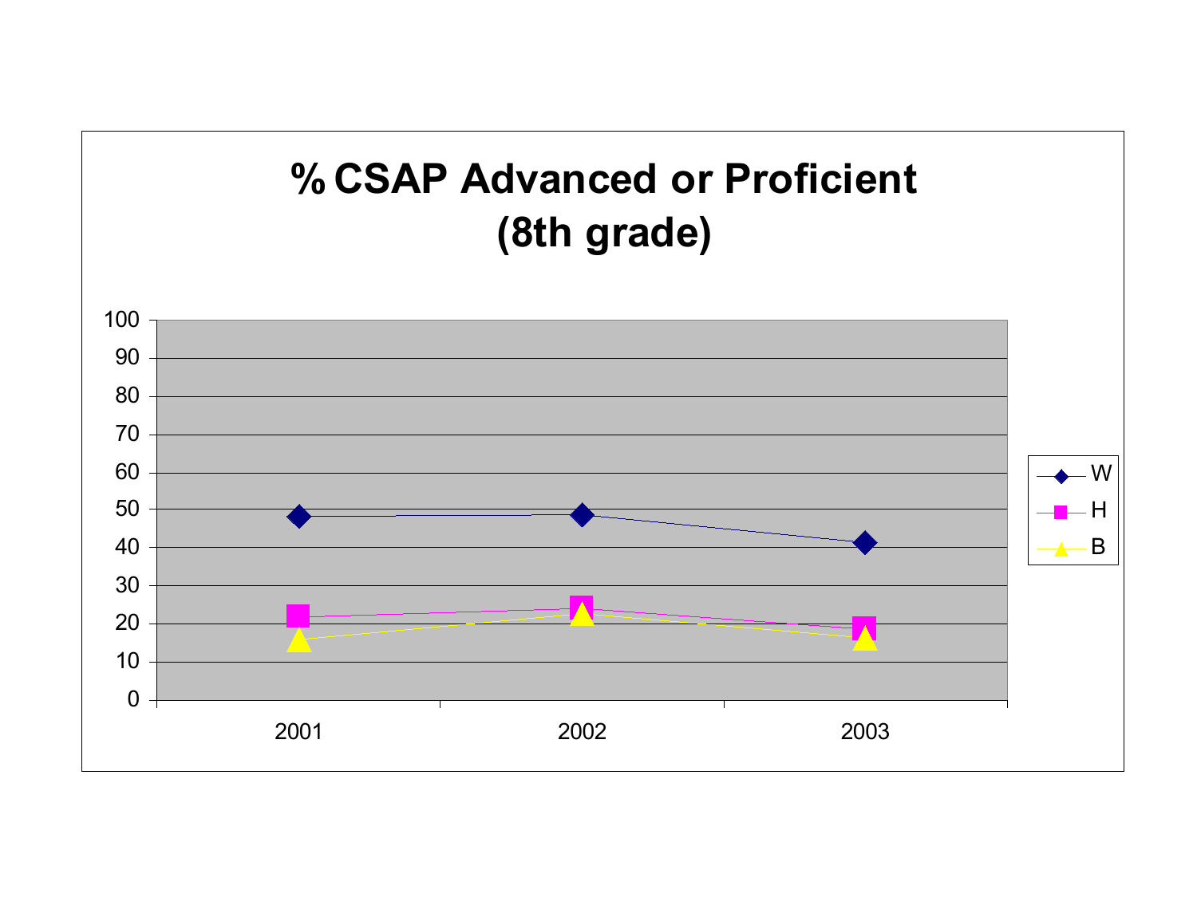# % CSAP Advanced or Proficient (8th grade)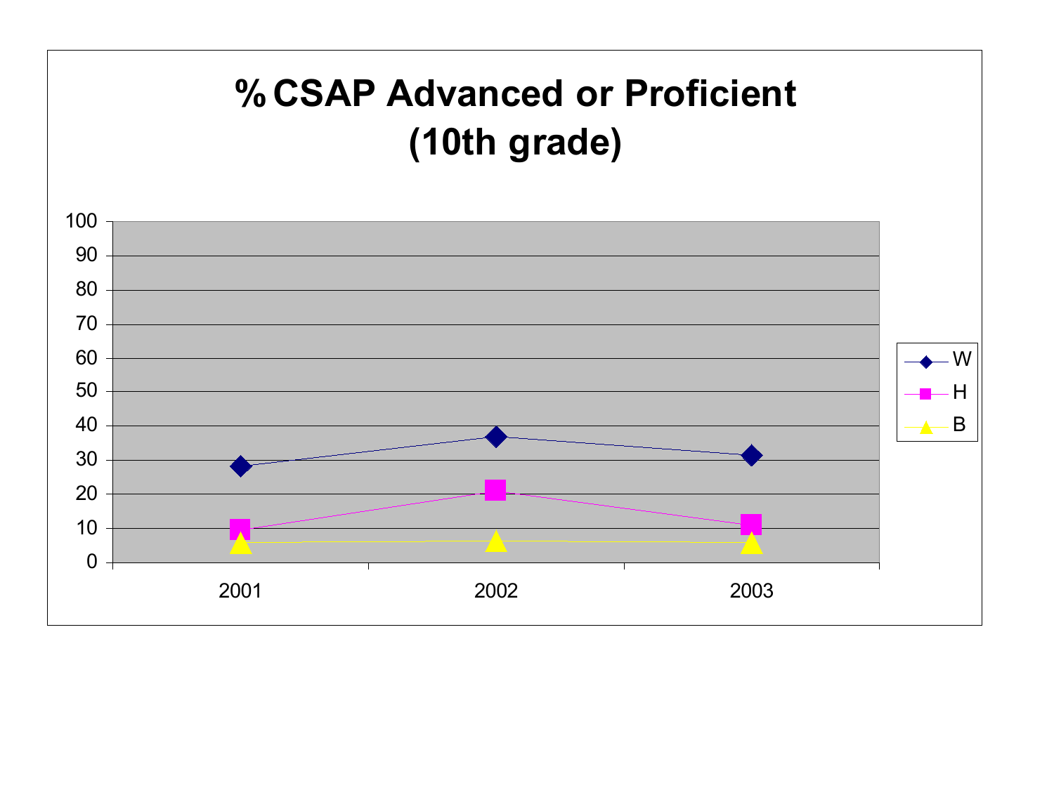# % CSAP Advanced or Proficient (10th grade)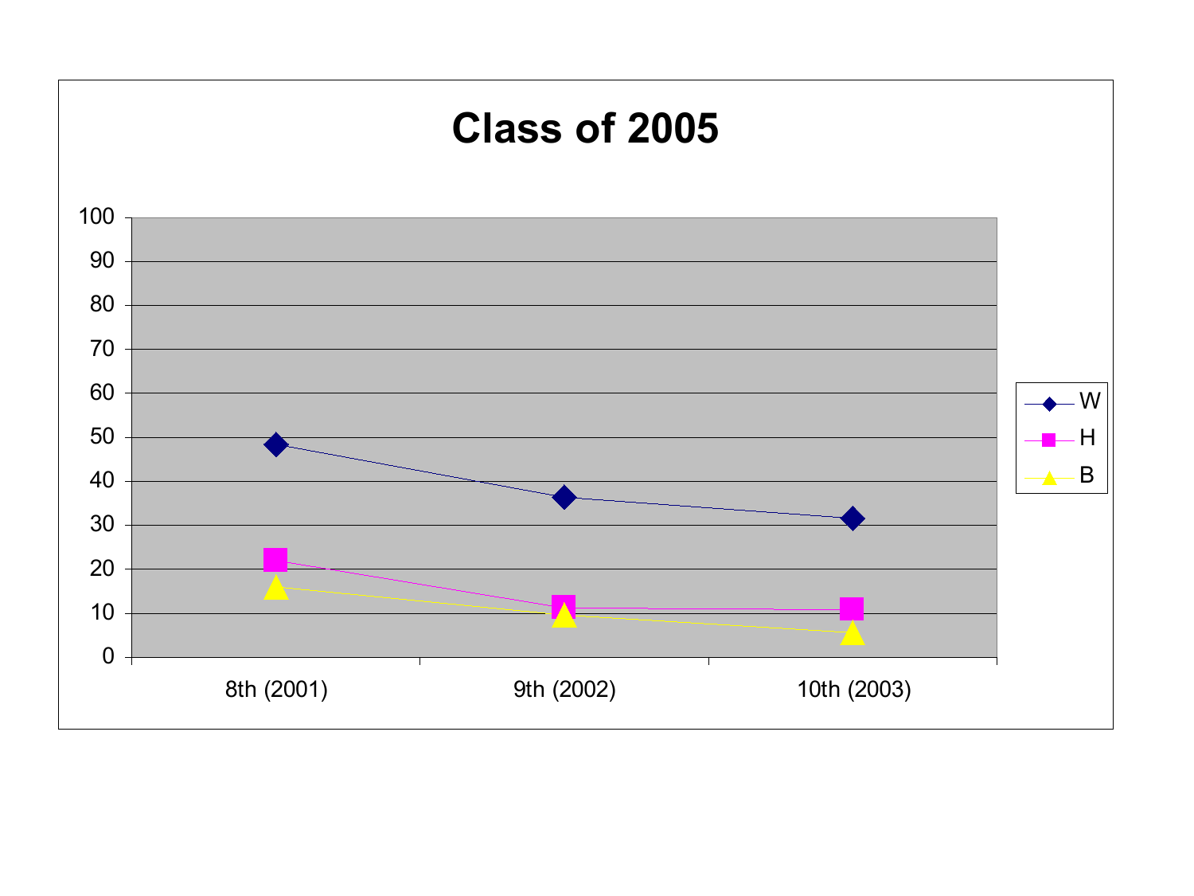# Class of 2005

| | W | H | B |
|---|---|---|---|
| 8th (2001) | 48 | 22 | 16 |
| 9th (2002) | 36 | 11 | 9 |
| 10th (2003) | 31 | 11 | 5 |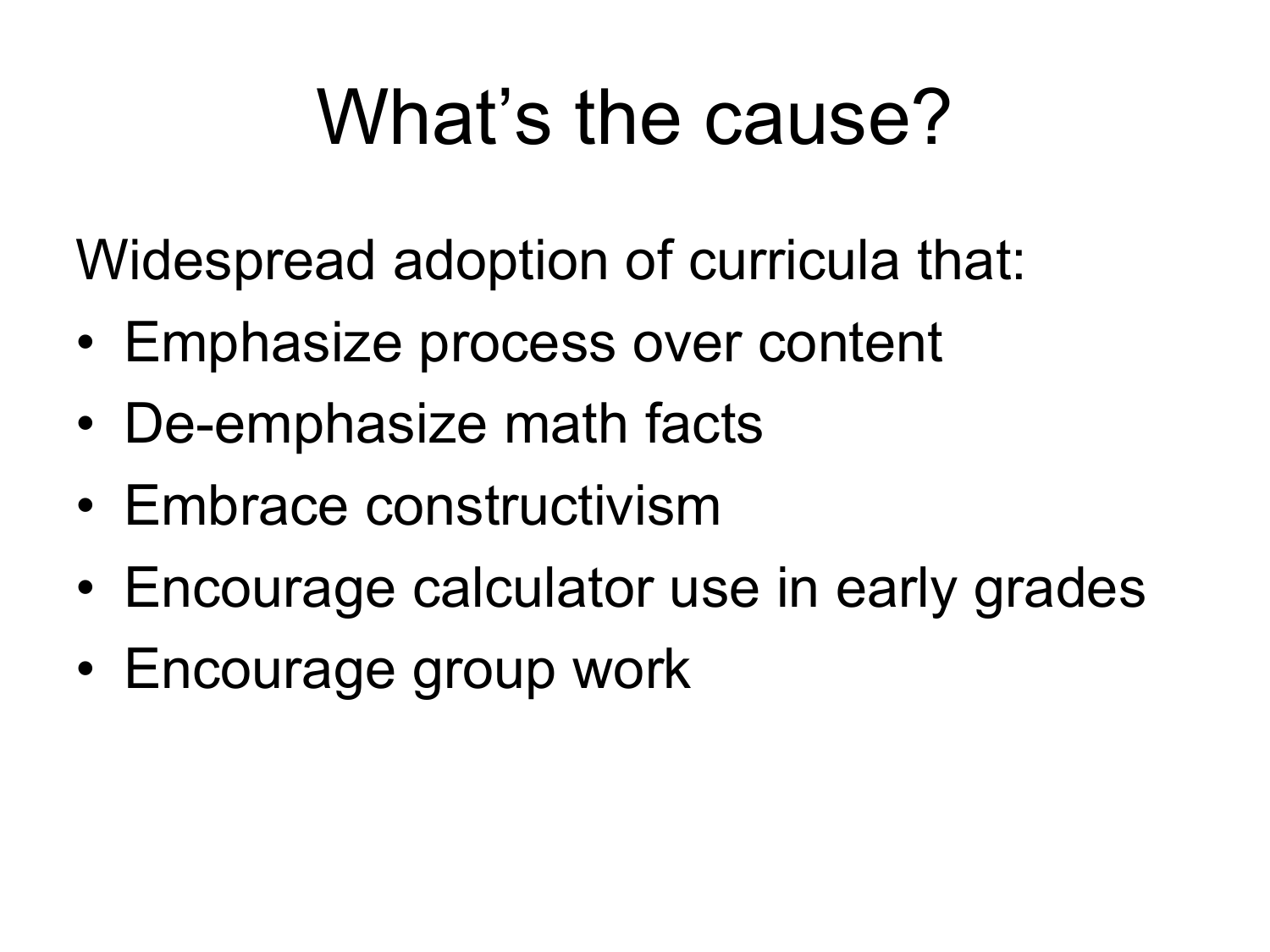# What's the cause?

Widespread adoption of curricula that:

- Emphasize process over content
- De-emphasize math facts
- Embrace constructivism
- Encourage calculator use in early grades
- Encourage group work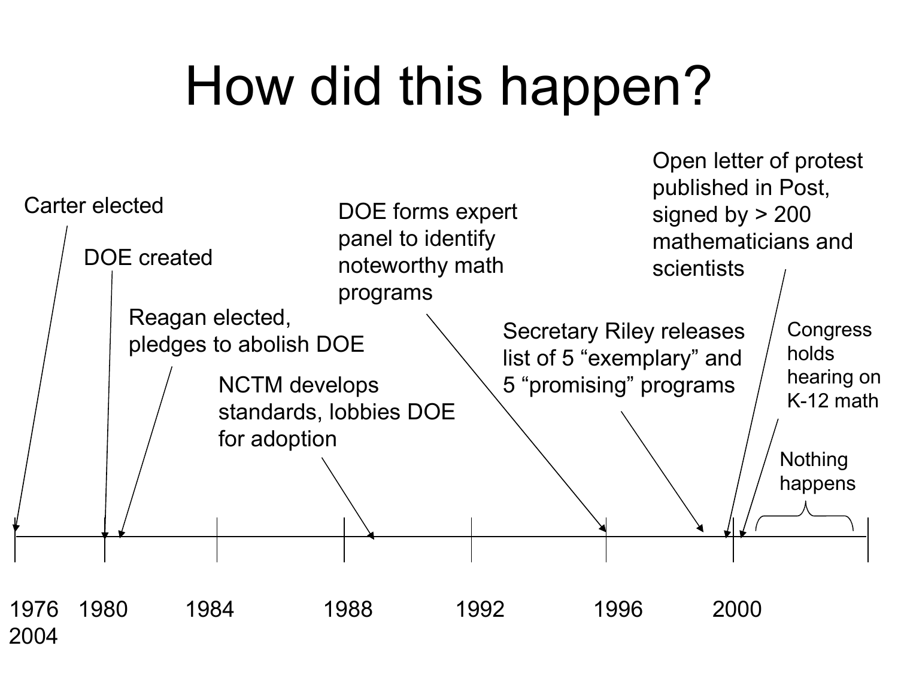# How did this happen?

- Carter elected
- DOE created
- Reagan elected, pledges to abolish DOE
- NCTM develops standards, lobbies DOE for adoption
- DOE forms expert panel to identify noteworthy math programs
- Secretary Riley releases list of 5 “exemplary” and 5 “promising” programs
- Open letter of protest published in Post, signed by > 200 mathematicians and scientists
- Congress holds hearing on K-12 math
- Nothing happens

1976 1980 1984 1988 1992 1996 2000 2004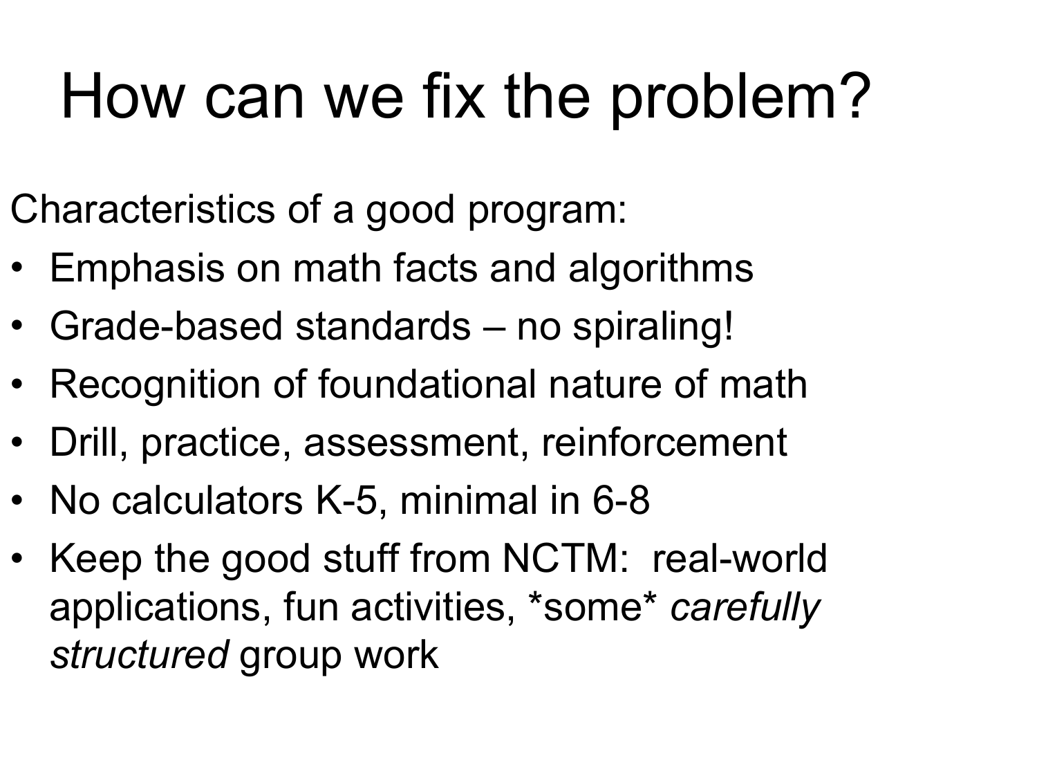# How can we fix the problem?

Characteristics of a good program:

- Emphasis on math facts and algorithms
- Grade-based standards – no spiraling!
- Recognition of foundational nature of math
- Drill, practice, assessment, reinforcement
- No calculators K-5, minimal in 6-8
- Keep the good stuff from NCTM: real-world applications, fun activities, *some* *carefully structured* group work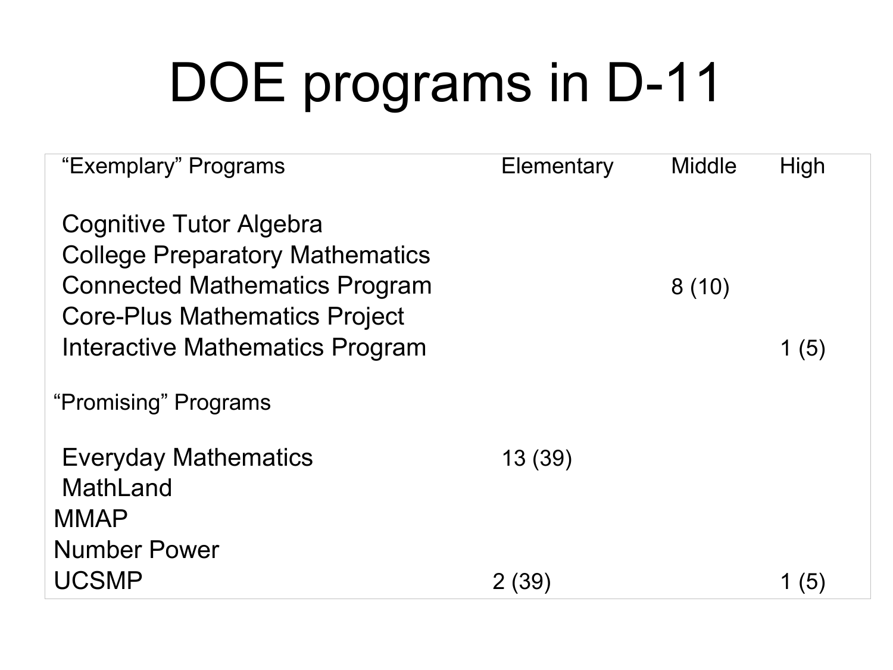# DOE programs in D-11

| "Exemplary" Programs | Elementary | Middle | High |
| --- | --- | --- | --- |
| Cognitive Tutor Algebra | | | |
| College Preparatory Mathematics | | | |
| Connected Mathematics Program | | 8 (10) | |
| Core-Plus Mathematics Project | | | |
| Interactive Mathematics Program | | | 1 (5) |
| "Promising" Programs | | | |
| Everyday Mathematics | 13 (39) | | |
| MathLand | | | |
| MMAP | | | |
| Number Power | | | |
| UCSMP | 2 (39) | | 1 (5) |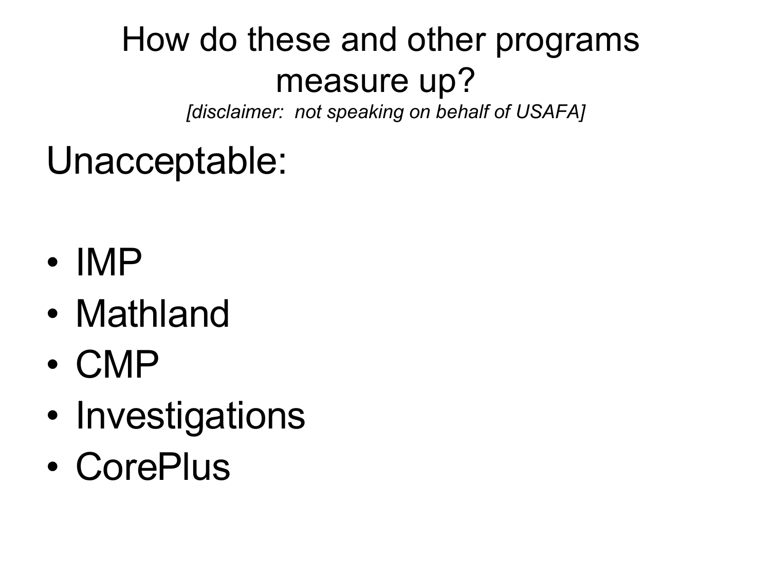# How do these and other programs measure up?

*[disclaimer: not speaking on behalf of USAFA]*

Unacceptable:

- IMP
- Mathland
- CMP
- Investigations
- CorePlus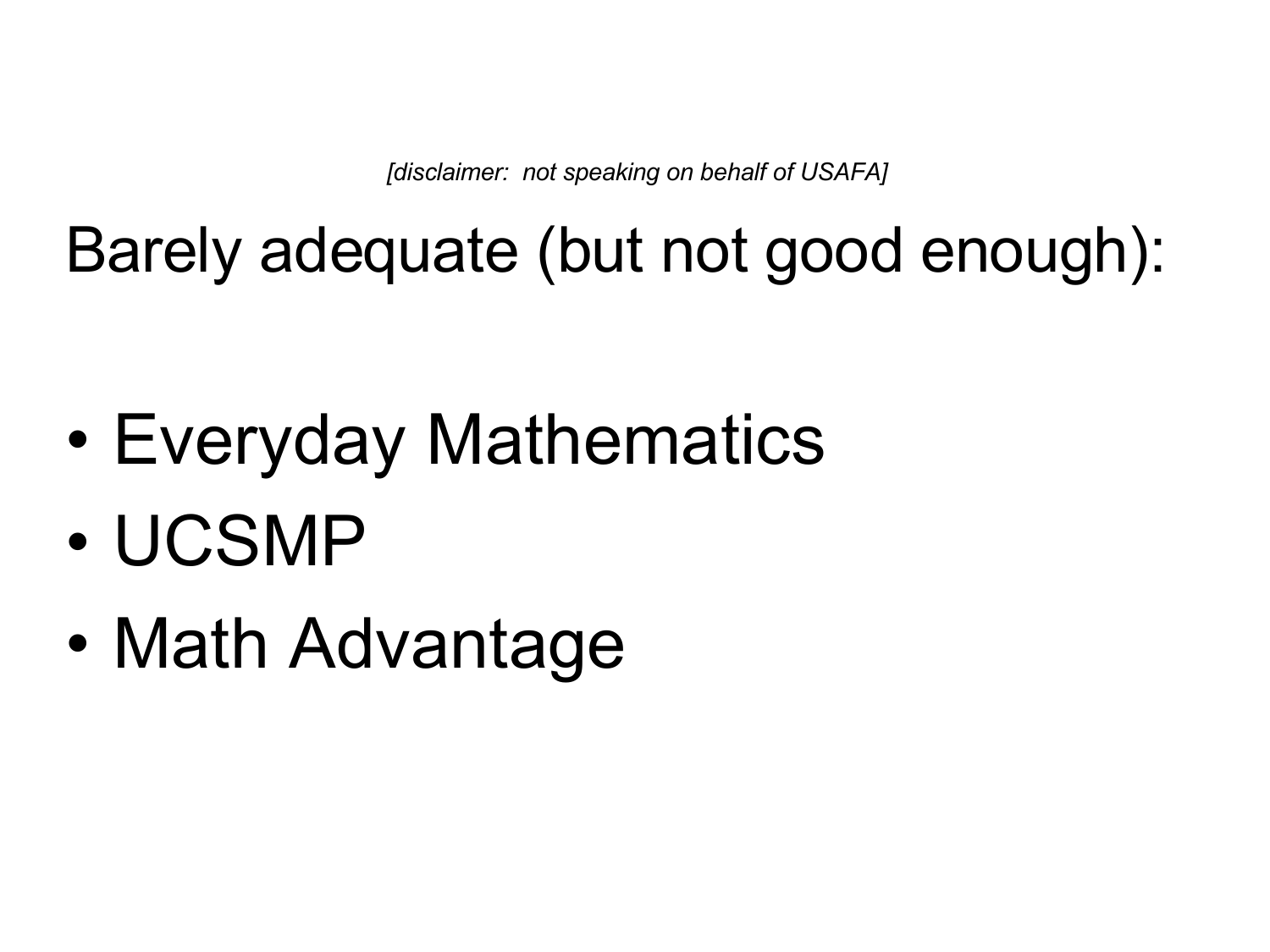*[disclaimer: not speaking on behalf of USAFA]*

# Barely adequate (but not good enough):

- Everyday Mathematics
- UCSMP
- Math Advantage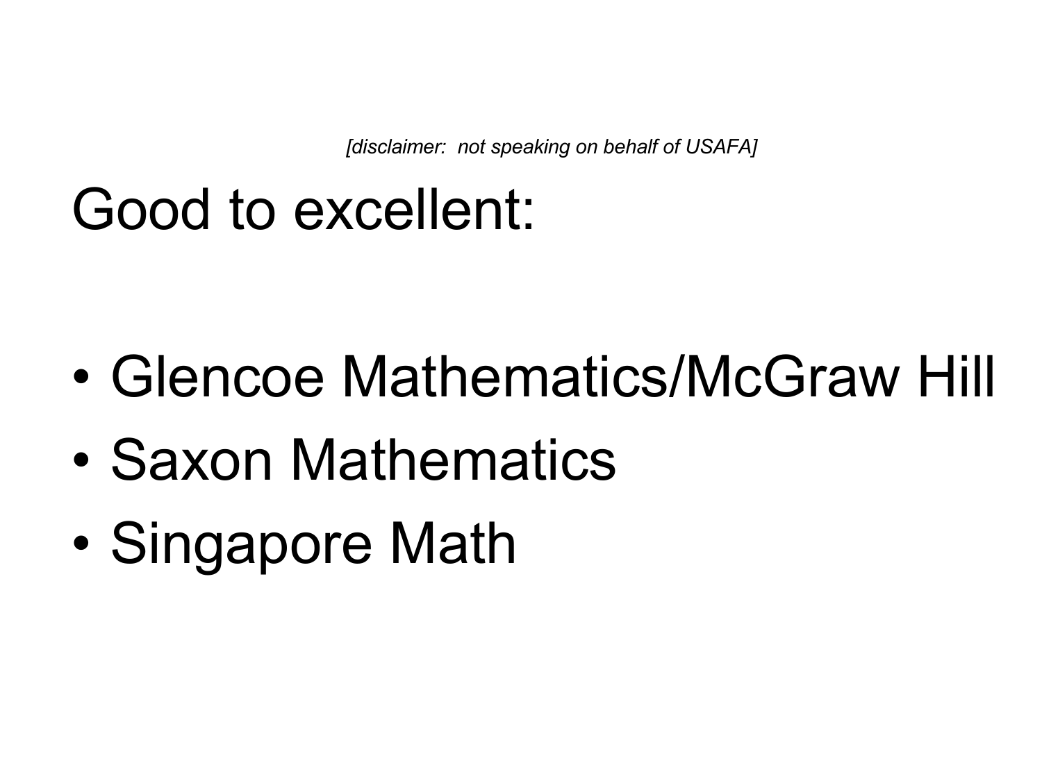*[disclaimer: not speaking on behalf of USAFA]*

# Good to excellent:

- Glencoe Mathematics/McGraw Hill
- Saxon Mathematics
- Singapore Math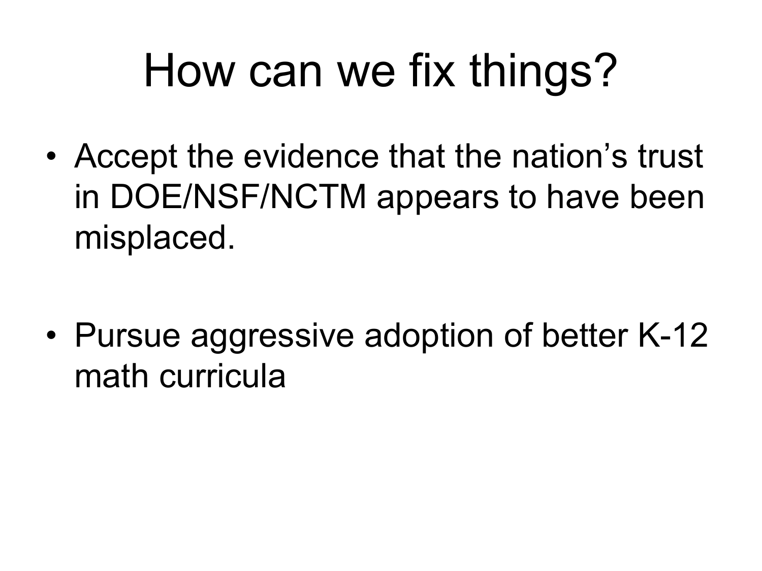# How can we fix things?

- Accept the evidence that the nation's trust in DOE/NSF/NCTM appears to have been misplaced.

- Pursue aggressive adoption of better K-12 math curricula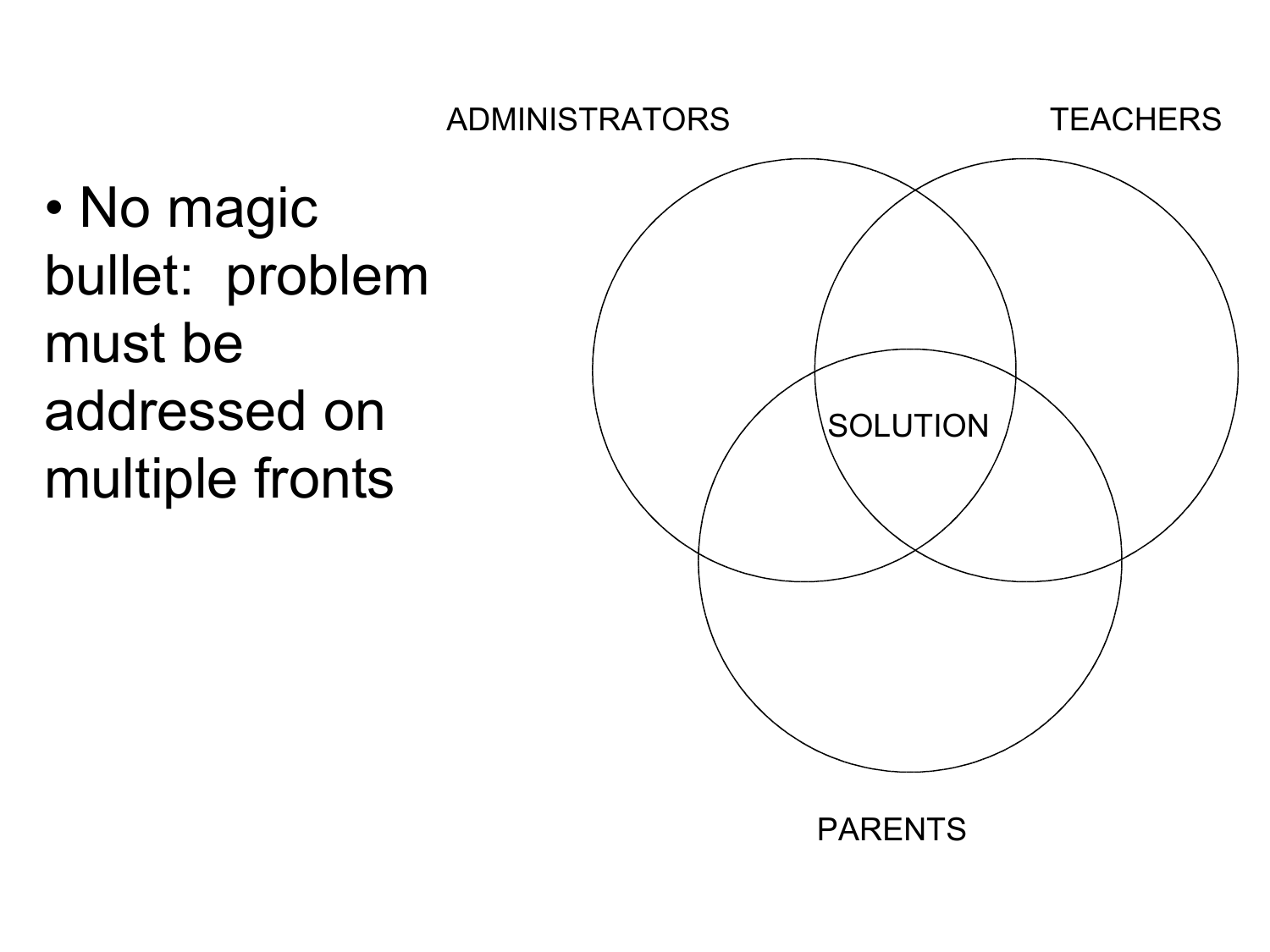- No magic bullet: problem must be addressed on multiple fronts

ADMINISTRATORS

TEACHERS

SOLUTION

PARENTS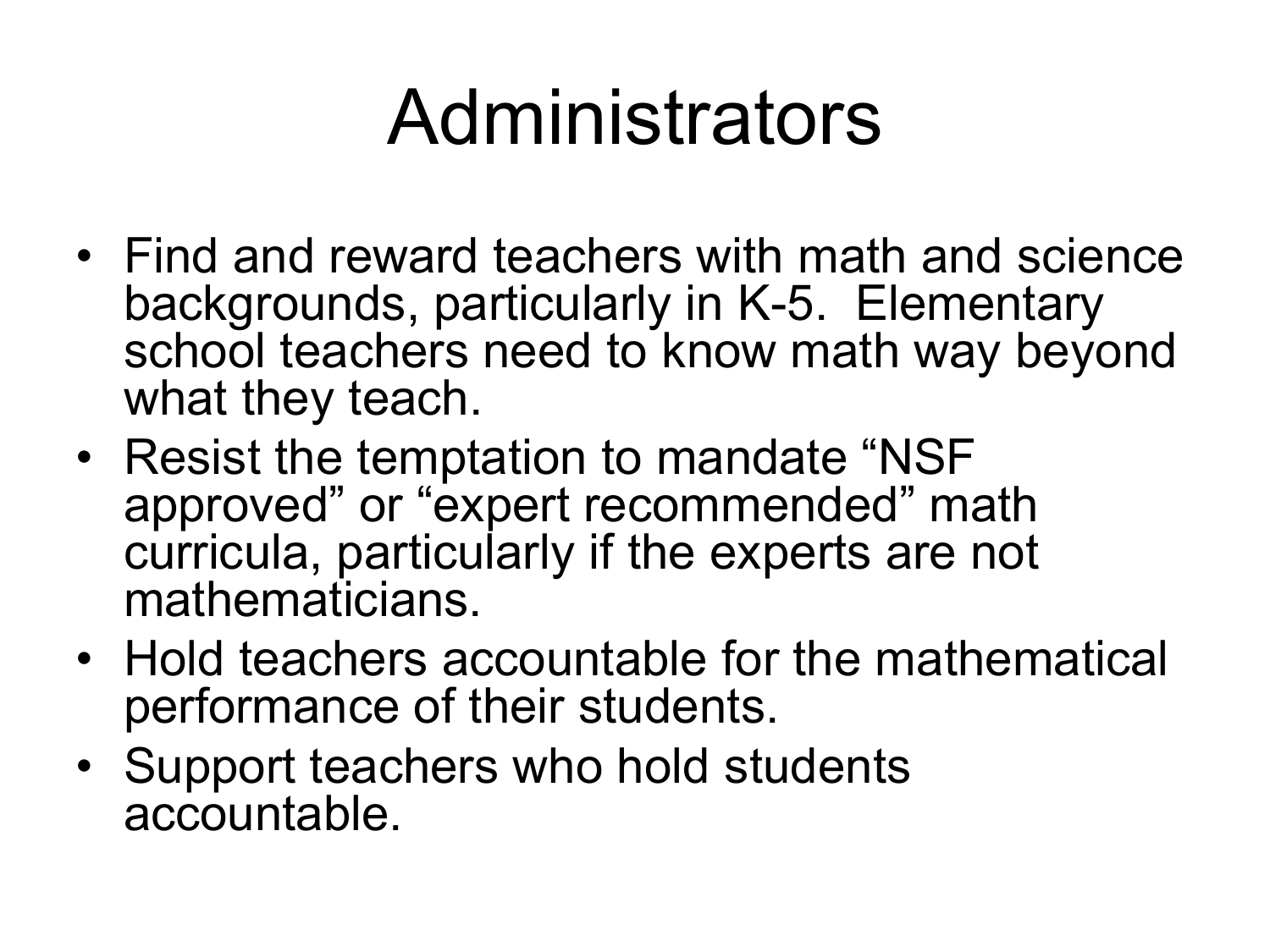# Administrators

- Find and reward teachers with math and science backgrounds, particularly in K-5. Elementary school teachers need to know math way beyond what they teach.
- Resist the temptation to mandate "NSF approved" or "expert recommended" math curricula, particularly if the experts are not mathematicians.
- Hold teachers accountable for the mathematical performance of their students.
- Support teachers who hold students accountable.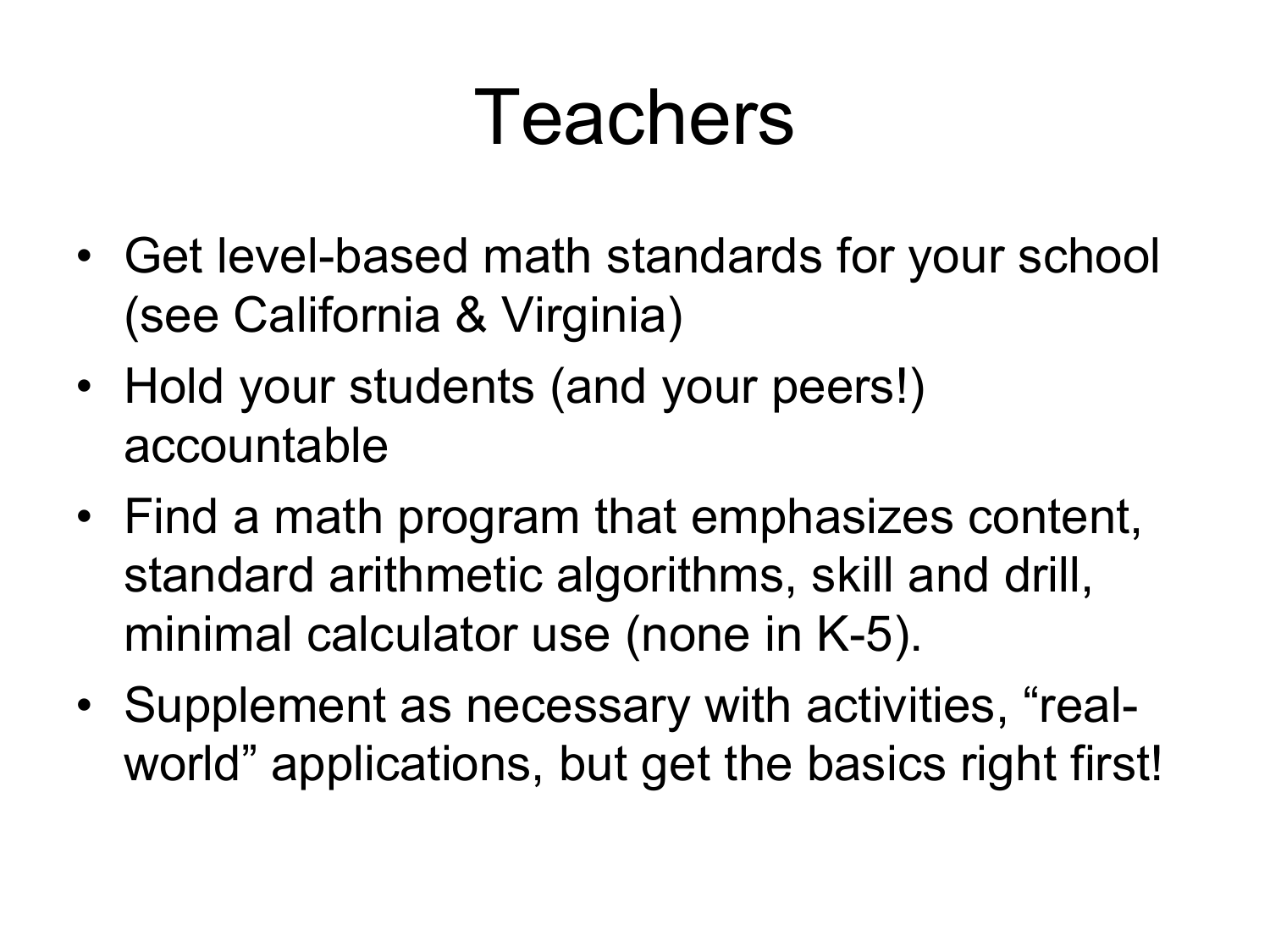# Teachers

- Get level-based math standards for your school (see California & Virginia)
- Hold your students (and your peers!) accountable
- Find a math program that emphasizes content, standard arithmetic algorithms, skill and drill, minimal calculator use (none in K-5).
- Supplement as necessary with activities, "real-world" applications, but get the basics right first!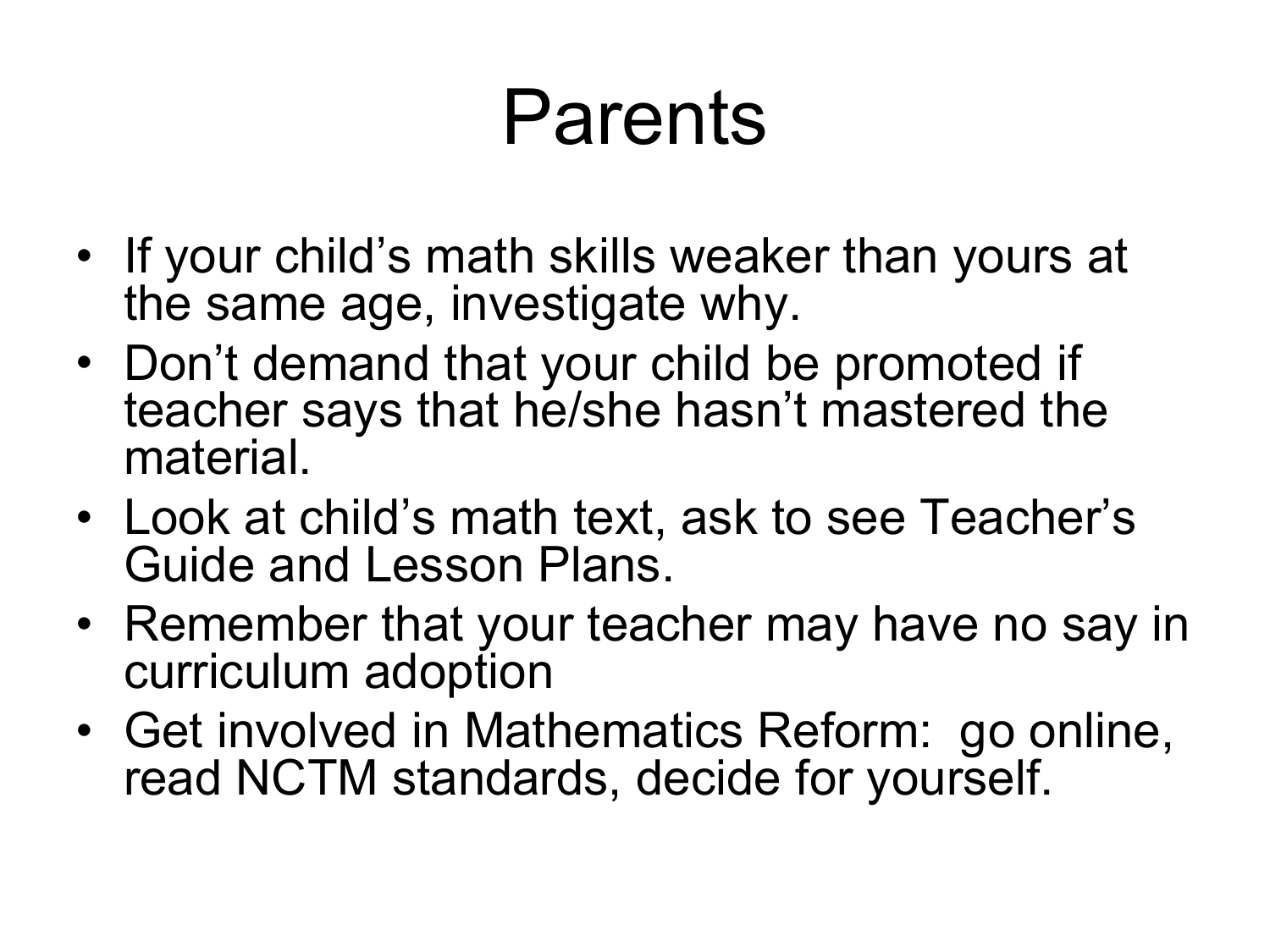# Parents

- If your child's math skills weaker than yours at the same age, investigate why.
- Don't demand that your child be promoted if teacher says that he/she hasn't mastered the material.
- Look at child's math text, ask to see Teacher's Guide and Lesson Plans.
- Remember that your teacher may have no say in curriculum adoption
- Get involved in Mathematics Reform: go online, read NCTM standards, decide for yourself.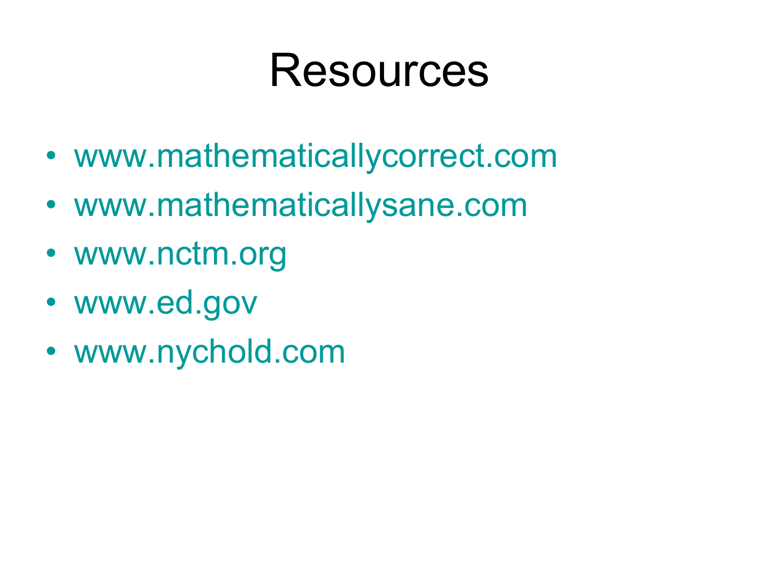# Resources

- www.mathematicallycorrect.com
- www.mathematicallysane.com
- www.nctm.org
- www.ed.gov
- www.nychold.com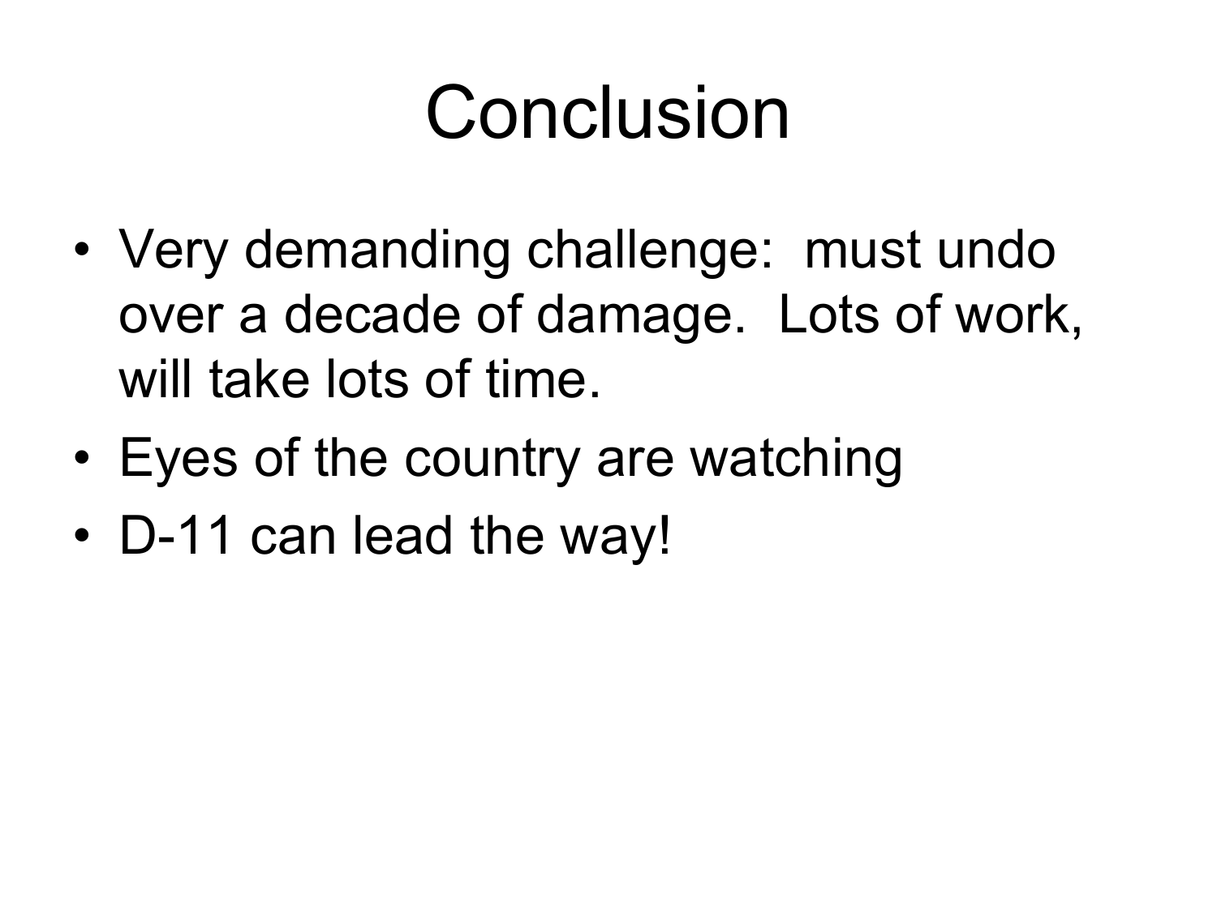# Conclusion

- Very demanding challenge:  must undo over a decade of damage.  Lots of work, will take lots of time.
- Eyes of the country are watching
- D-11 can lead the way!